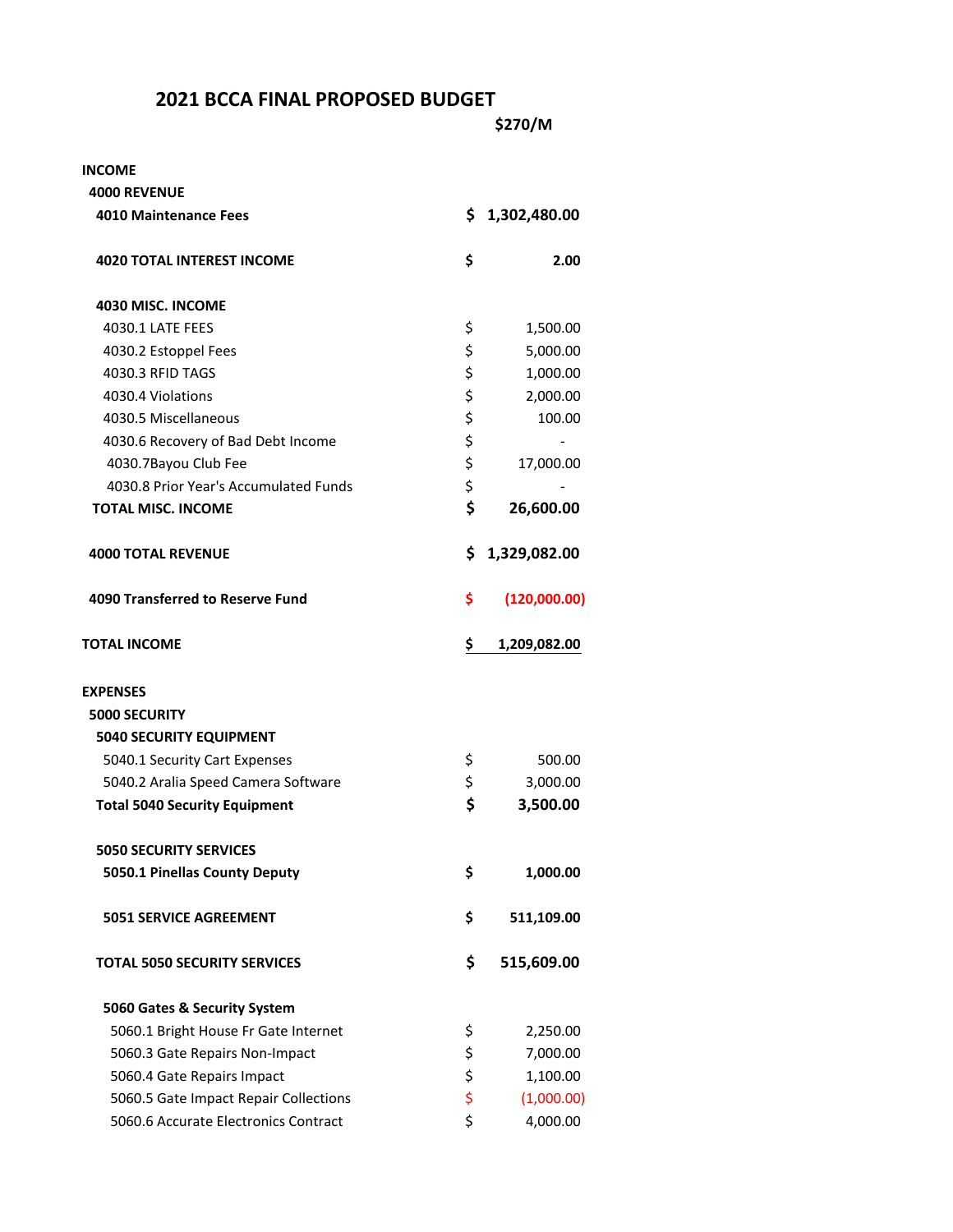# 2021 BCCA FINAL PROPOSED BUDGET

| | $270/M |
|---|---|
| **INCOME** | |
| **4000 REVENUE** | |
| **4010 Maintenance Fees** | **$ 1,302,480.00** |
| **4020 TOTAL INTEREST INCOME** | **$ 2.00** |
| **4030 MISC. INCOME** | |
| 4030.1 LATE FEES | $ 1,500.00 |
| 4030.2 Estoppel Fees | $ 5,000.00 |
| 4030.3 RFID TAGS | $ 1,000.00 |
| 4030.4 Violations | $ 2,000.00 |
| 4030.5 Miscellaneous | $ 100.00 |
| 4030.6 Recovery of Bad Debt Income | $ - |
| 4030.7Bayou Club Fee | $ 17,000.00 |
| 4030.8 Prior Year's Accumulated Funds | $ - |
| **TOTAL MISC. INCOME** | **$ 26,600.00** |
| **4000 TOTAL REVENUE** | **$ 1,329,082.00** |
| **4090 Transferred to Reserve Fund** | **$ (120,000.00)** |
| **TOTAL INCOME** | **$ 1,209,082.00** |
| **EXPENSES** | |
| **5000 SECURITY** | |
| **5040 SECURITY EQUIPMENT** | |
| 5040.1 Security Cart Expenses | $ 500.00 |
| 5040.2 Aralia Speed Camera Software | $ 3,000.00 |
| **Total 5040 Security Equipment** | **$ 3,500.00** |
| **5050 SECURITY SERVICES** | |
| **5050.1 Pinellas County Deputy** | **$ 1,000.00** |
| **5051 SERVICE AGREEMENT** | **$ 511,109.00** |
| **TOTAL 5050 SECURITY SERVICES** | **$ 515,609.00** |
| **5060 Gates & Security System** | |
| 5060.1 Bright House Fr Gate Internet | $ 2,250.00 |
| 5060.3 Gate Repairs Non-Impact | $ 7,000.00 |
| 5060.4 Gate Repairs Impact | $ 1,100.00 |
| 5060.5 Gate Impact Repair Collections | $ (1,000.00) |
| 5060.6 Accurate Electronics Contract | $ 4,000.00 |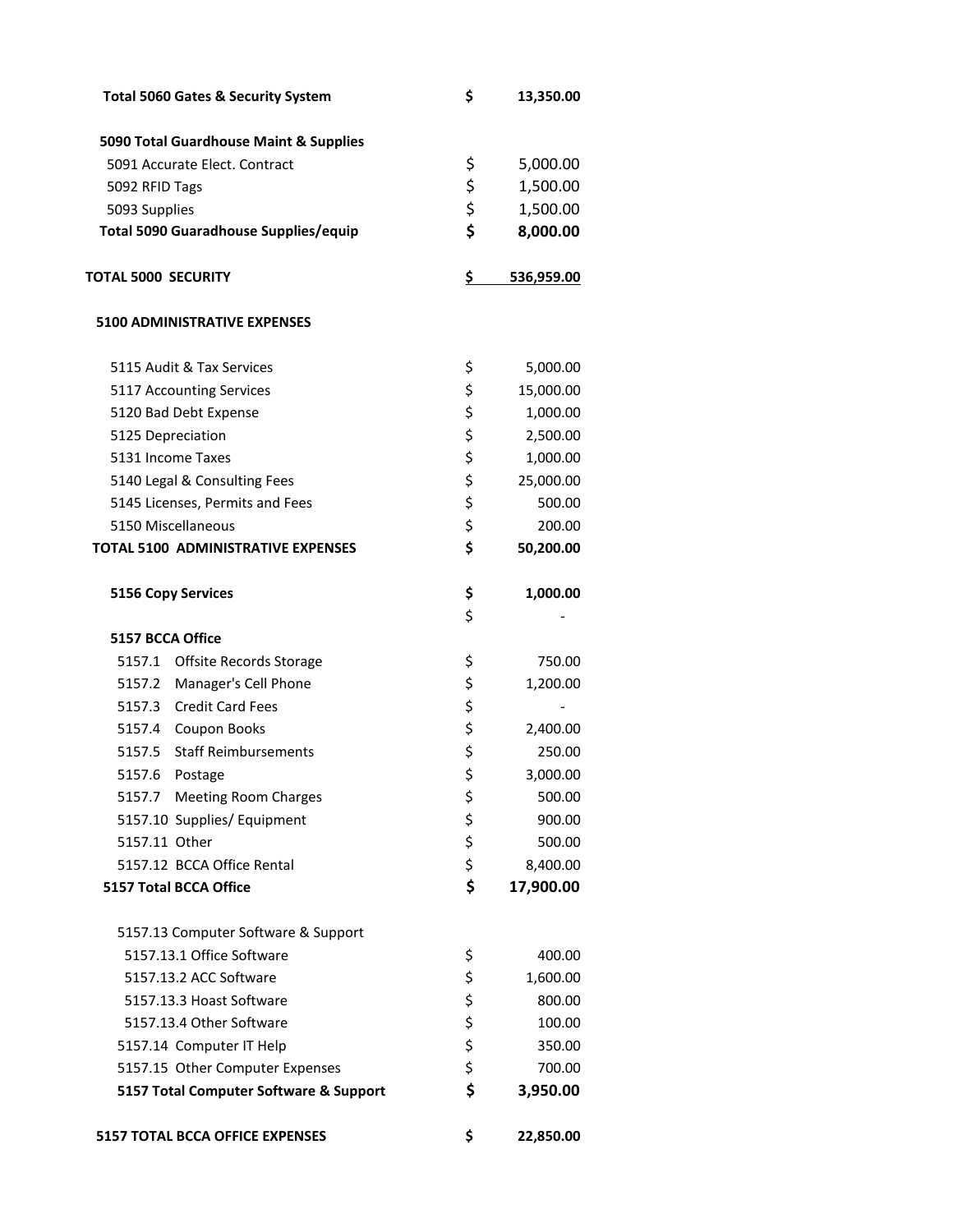| Item | $ | Amount |
|---|---|---|
| **Total 5060 Gates & Security System** | **$** | **13,350.00** |
| | | |
| **5090 Total Guardhouse Maint & Supplies** | | |
| 5091 Accurate Elect. Contract | $ | 5,000.00 |
| 5092 RFID Tags | $ | 1,500.00 |
| 5093 Supplies | $ | 1,500.00 |
| **Total 5090 Guaradhouse Supplies/equip** | **$** | **8,000.00** |
| | | |
| **TOTAL 5000 SECURITY** | **$** | **536,959.00** |
| | | |
| **5100 ADMINISTRATIVE EXPENSES** | | |
| | | |
| 5115 Audit & Tax Services | $ | 5,000.00 |
| 5117 Accounting Services | $ | 15,000.00 |
| 5120 Bad Debt Expense | $ | 1,000.00 |
| 5125 Depreciation | $ | 2,500.00 |
| 5131 Income Taxes | $ | 1,000.00 |
| 5140 Legal & Consulting Fees | $ | 25,000.00 |
| 5145 Licenses, Permits and Fees | $ | 500.00 |
| 5150 Miscellaneous | $ | 200.00 |
| **TOTAL 5100 ADMINISTRATIVE EXPENSES** | **$** | **50,200.00** |
| | | |
| **5156 Copy Services** | **$** | **1,000.00** |
| | $ | - |
| **5157 BCCA Office** | | |
| 5157.1 Offsite Records Storage | $ | 750.00 |
| 5157.2 Manager's Cell Phone | $ | 1,200.00 |
| 5157.3 Credit Card Fees | $ | - |
| 5157.4 Coupon Books | $ | 2,400.00 |
| 5157.5 Staff Reimbursements | $ | 250.00 |
| 5157.6 Postage | $ | 3,000.00 |
| 5157.7 Meeting Room Charges | $ | 500.00 |
| 5157.10 Supplies/ Equipment | $ | 900.00 |
| 5157.11 Other | $ | 500.00 |
| 5157.12 BCCA Office Rental | $ | 8,400.00 |
| **5157 Total BCCA Office** | **$** | **17,900.00** |
| | | |
| 5157.13 Computer Software & Support | | |
| 5157.13.1 Office Software | $ | 400.00 |
| 5157.13.2 ACC Software | $ | 1,600.00 |
| 5157.13.3 Hoast Software | $ | 800.00 |
| 5157.13.4 Other Software | $ | 100.00 |
| 5157.14 Computer IT Help | $ | 350.00 |
| 5157.15 Other Computer Expenses | $ | 700.00 |
| **5157 Total Computer Software & Support** | **$** | **3,950.00** |
| | | |
| **5157 TOTAL BCCA OFFICE EXPENSES** | **$** | **22,850.00** |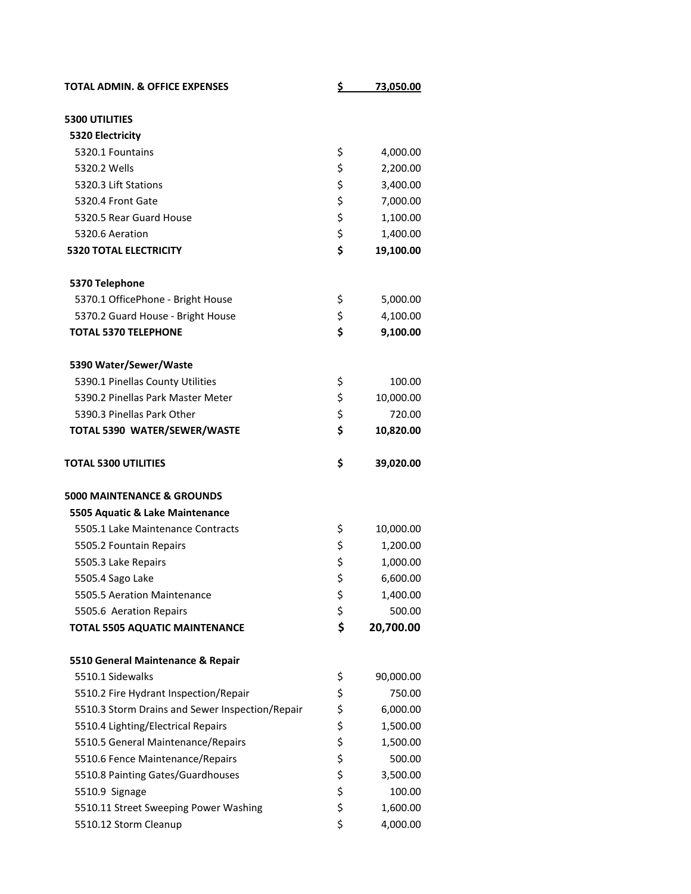| | | |
|---|---|---|
| **TOTAL ADMIN. & OFFICE EXPENSES** | **$** | **73,050.00** |
| | | |
| **5300 UTILITIES** | | |
| **5320 Electricity** | | |
| 5320.1 Fountains | $ | 4,000.00 |
| 5320.2 Wells | $ | 2,200.00 |
| 5320.3 Lift Stations | $ | 3,400.00 |
| 5320.4 Front Gate | $ | 7,000.00 |
| 5320.5 Rear Guard House | $ | 1,100.00 |
| 5320.6 Aeration | $ | 1,400.00 |
| **5320 TOTAL ELECTRICITY** | **$** | **19,100.00** |
| | | |
| **5370 Telephone** | | |
| 5370.1 OfficePhone - Bright House | $ | 5,000.00 |
| 5370.2 Guard House - Bright House | $ | 4,100.00 |
| **TOTAL 5370 TELEPHONE** | **$** | **9,100.00** |
| | | |
| **5390 Water/Sewer/Waste** | | |
| 5390.1 Pinellas County Utilities | $ | 100.00 |
| 5390.2 Pinellas Park Master Meter | $ | 10,000.00 |
| 5390.3 Pinellas Park Other | $ | 720.00 |
| **TOTAL 5390 WATER/SEWER/WASTE** | **$** | **10,820.00** |
| | | |
| **TOTAL 5300 UTILITIES** | **$** | **39,020.00** |
| | | |
| **5000 MAINTENANCE & GROUNDS** | | |
| **5505 Aquatic & Lake Maintenance** | | |
| 5505.1 Lake Maintenance Contracts | $ | 10,000.00 |
| 5505.2 Fountain Repairs | $ | 1,200.00 |
| 5505.3 Lake Repairs | $ | 1,000.00 |
| 5505.4 Sago Lake | $ | 6,600.00 |
| 5505.5 Aeration Maintenance | $ | 1,400.00 |
| 5505.6 Aeration Repairs | $ | 500.00 |
| **TOTAL 5505 AQUATIC MAINTENANCE** | **$** | **20,700.00** |
| | | |
| **5510 General Maintenance & Repair** | | |
| 5510.1 Sidewalks | $ | 90,000.00 |
| 5510.2 Fire Hydrant Inspection/Repair | $ | 750.00 |
| 5510.3 Storm Drains and Sewer Inspection/Repair | $ | 6,000.00 |
| 5510.4 Lighting/Electrical Repairs | $ | 1,500.00 |
| 5510.5 General Maintenance/Repairs | $ | 1,500.00 |
| 5510.6 Fence Maintenance/Repairs | $ | 500.00 |
| 5510.8 Painting Gates/Guardhouses | $ | 3,500.00 |
| 5510.9 Signage | $ | 100.00 |
| 5510.11 Street Sweeping Power Washing | $ | 1,600.00 |
| 5510.12 Storm Cleanup | $ | 4,000.00 |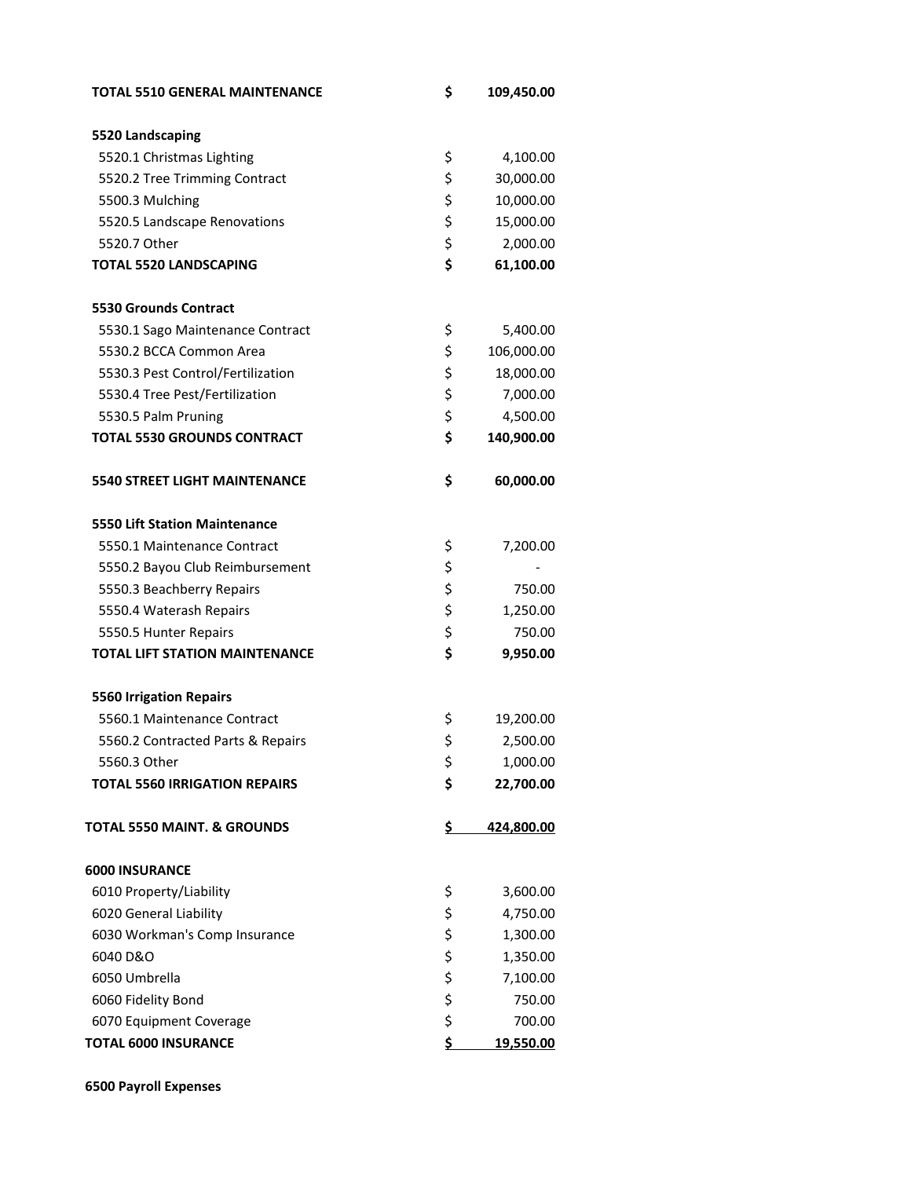| | | |
|---|---|---|
| **TOTAL 5510 GENERAL MAINTENANCE** | **$** | **109,450.00** |
| | | |
| **5520 Landscaping** | | |
| 5520.1 Christmas Lighting | $ | 4,100.00 |
| 5520.2 Tree Trimming Contract | $ | 30,000.00 |
| 5500.3 Mulching | $ | 10,000.00 |
| 5520.5 Landscape Renovations | $ | 15,000.00 |
| 5520.7 Other | $ | 2,000.00 |
| **TOTAL 5520 LANDSCAPING** | **$** | **61,100.00** |
| | | |
| **5530 Grounds Contract** | | |
| 5530.1 Sago Maintenance Contract | $ | 5,400.00 |
| 5530.2 BCCA Common Area | $ | 106,000.00 |
| 5530.3 Pest Control/Fertilization | $ | 18,000.00 |
| 5530.4 Tree Pest/Fertilization | $ | 7,000.00 |
| 5530.5 Palm Pruning | $ | 4,500.00 |
| **TOTAL 5530 GROUNDS CONTRACT** | **$** | **140,900.00** |
| | | |
| **5540 STREET LIGHT MAINTENANCE** | **$** | **60,000.00** |
| | | |
| **5550 Lift Station Maintenance** | | |
| 5550.1 Maintenance Contract | $ | 7,200.00 |
| 5550.2 Bayou Club Reimbursement | $ | - |
| 5550.3 Beachberry Repairs | $ | 750.00 |
| 5550.4 Waterash Repairs | $ | 1,250.00 |
| 5550.5 Hunter Repairs | $ | 750.00 |
| **TOTAL LIFT STATION MAINTENANCE** | **$** | **9,950.00** |
| | | |
| **5560 Irrigation Repairs** | | |
| 5560.1 Maintenance Contract | $ | 19,200.00 |
| 5560.2 Contracted Parts & Repairs | $ | 2,500.00 |
| 5560.3 Other | $ | 1,000.00 |
| **TOTAL 5560 IRRIGATION REPAIRS** | **$** | **22,700.00** |
| | | |
| **TOTAL 5550 MAINT. & GROUNDS** | **$** | **424,800.00** |
| | | |
| **6000 INSURANCE** | | |
| 6010 Property/Liability | $ | 3,600.00 |
| 6020 General Liability | $ | 4,750.00 |
| 6030 Workman's Comp Insurance | $ | 1,300.00 |
| 6040 D&O | $ | 1,350.00 |
| 6050 Umbrella | $ | 7,100.00 |
| 6060 Fidelity Bond | $ | 750.00 |
| 6070 Equipment Coverage | $ | 700.00 |
| **TOTAL 6000 INSURANCE** | **$** | **19,550.00** |
| | | |
| **6500 Payroll Expenses** | | |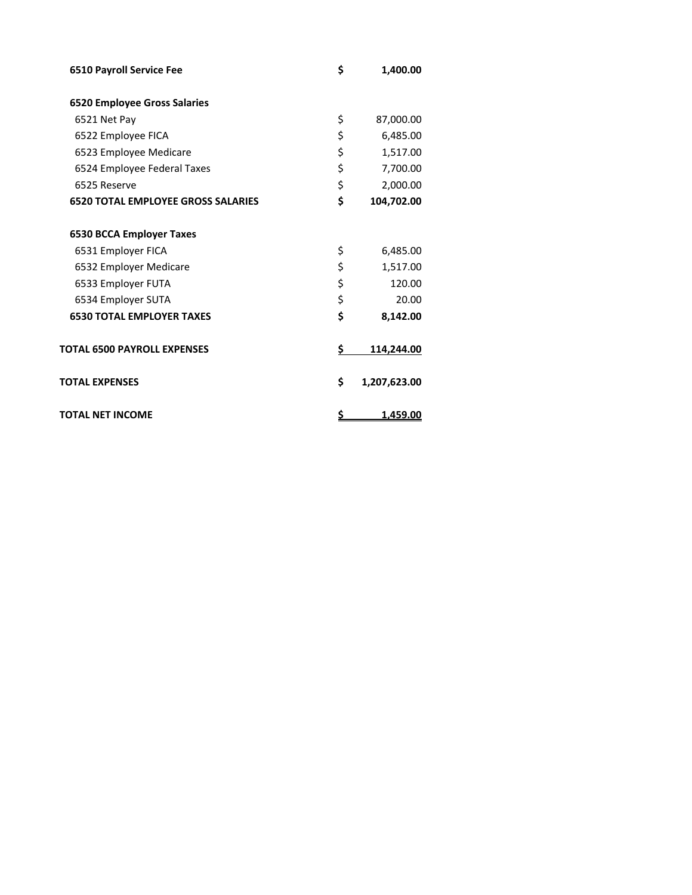| | |
|---|---|
| **6510 Payroll Service Fee** | **$ 1,400.00** |
| | |
| **6520 Employee Gross Salaries** | |
| 6521 Net Pay | $ 87,000.00 |
| 6522 Employee FICA | $ 6,485.00 |
| 6523 Employee Medicare | $ 1,517.00 |
| 6524 Employee Federal Taxes | $ 7,700.00 |
| 6525 Reserve | $ 2,000.00 |
| **6520 TOTAL EMPLOYEE GROSS SALARIES** | **$ 104,702.00** |
| | |
| **6530 BCCA Employer Taxes** | |
| 6531 Employer FICA | $ 6,485.00 |
| 6532 Employer Medicare | $ 1,517.00 |
| 6533 Employer FUTA | $ 120.00 |
| 6534 Employer SUTA | $ 20.00 |
| **6530 TOTAL EMPLOYER TAXES** | **$ 8,142.00** |
| | |
| **TOTAL 6500 PAYROLL EXPENSES** | **$ 114,244.00** |
| | |
| **TOTAL EXPENSES** | **$ 1,207,623.00** |
| | |
| **TOTAL NET INCOME** | **$ 1,459.00** |